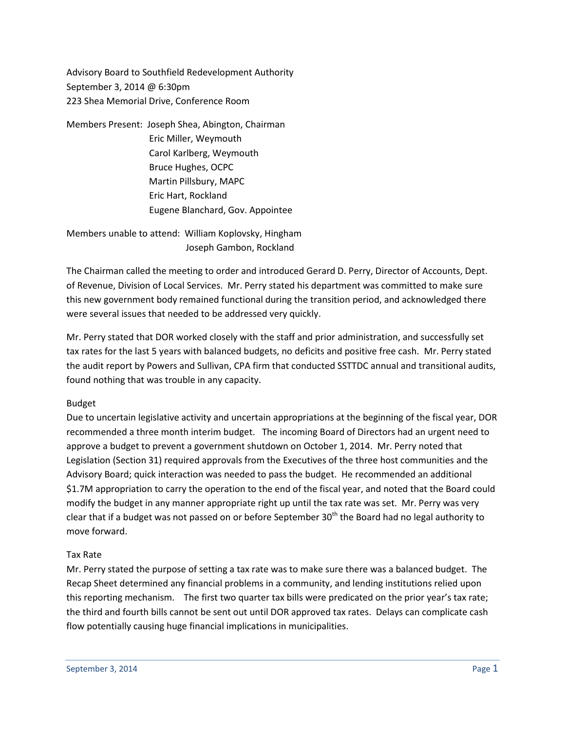Advisory Board to Southfield Redevelopment Authority
September 3, 2014 @ 6:30pm
223 Shea Memorial Drive, Conference Room

Members Present: Joseph Shea, Abington, Chairman
Eric Miller, Weymouth
Carol Karlberg, Weymouth
Bruce Hughes, OCPC
Martin Pillsbury, MAPC
Eric Hart, Rockland
Eugene Blanchard, Gov. Appointee

Members unable to attend: William Koplovsky, Hingham
Joseph Gambon, Rockland

The Chairman called the meeting to order and introduced Gerard D. Perry, Director of Accounts, Dept. of Revenue, Division of Local Services. Mr. Perry stated his department was committed to make sure this new government body remained functional during the transition period, and acknowledged there were several issues that needed to be addressed very quickly.

Mr. Perry stated that DOR worked closely with the staff and prior administration, and successfully set tax rates for the last 5 years with balanced budgets, no deficits and positive free cash. Mr. Perry stated the audit report by Powers and Sullivan, CPA firm that conducted SSTTDC annual and transitional audits, found nothing that was trouble in any capacity.

Budget

Due to uncertain legislative activity and uncertain appropriations at the beginning of the fiscal year, DOR recommended a three month interim budget. The incoming Board of Directors had an urgent need to approve a budget to prevent a government shutdown on October 1, 2014. Mr. Perry noted that Legislation (Section 31) required approvals from the Executives of the three host communities and the Advisory Board; quick interaction was needed to pass the budget. He recommended an additional \$1.7M appropriation to carry the operation to the end of the fiscal year, and noted that the Board could modify the budget in any manner appropriate right up until the tax rate was set. Mr. Perry was very clear that if a budget was not passed on or before September 30th the Board had no legal authority to move forward.

Tax Rate

Mr. Perry stated the purpose of setting a tax rate was to make sure there was a balanced budget. The Recap Sheet determined any financial problems in a community, and lending institutions relied upon this reporting mechanism. The first two quarter tax bills were predicated on the prior year's tax rate; the third and fourth bills cannot be sent out until DOR approved tax rates. Delays can complicate cash flow potentially causing huge financial implications in municipalities.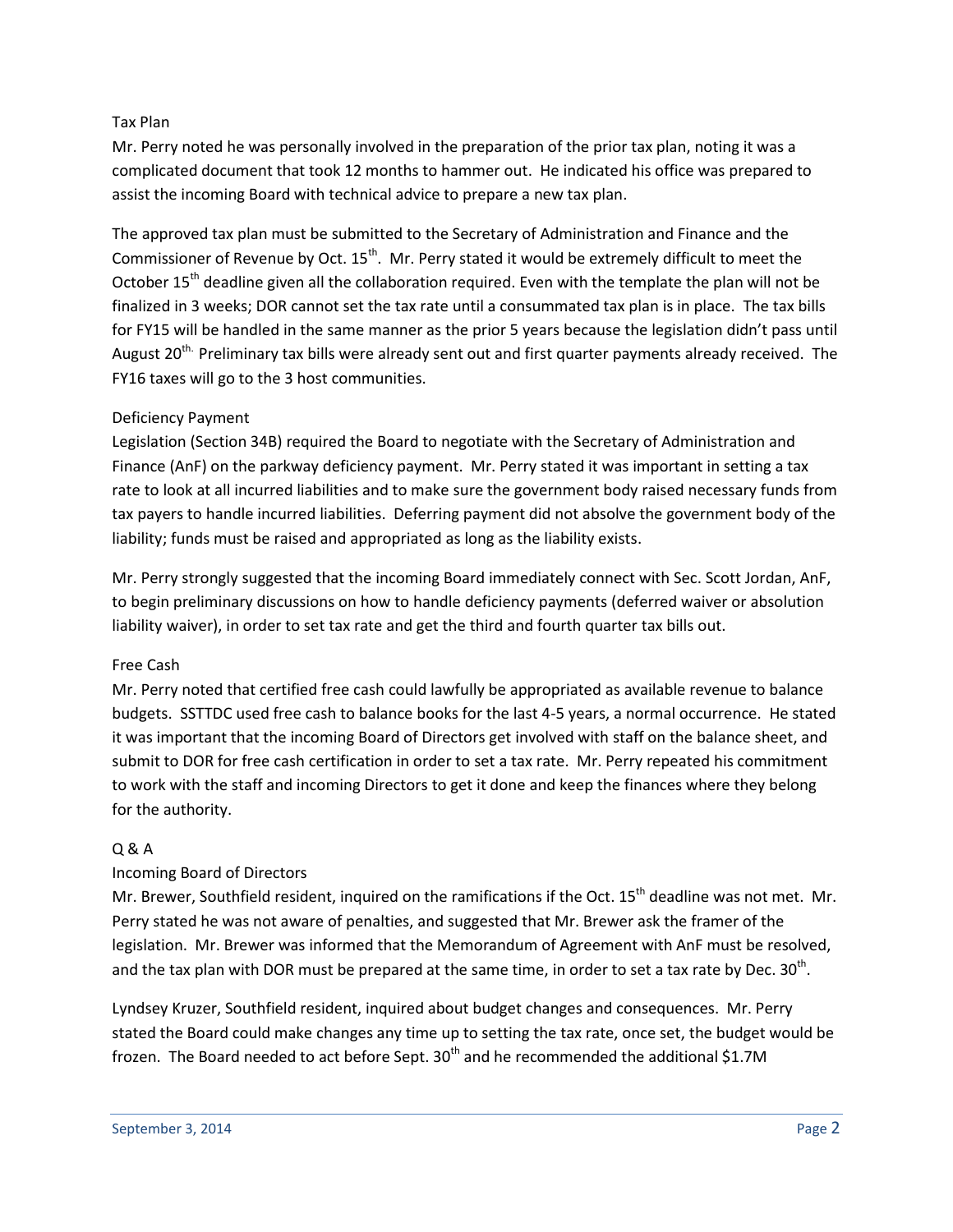### Tax Plan

Mr. Perry noted he was personally involved in the preparation of the prior tax plan, noting it was a complicated document that took 12 months to hammer out. He indicated his office was prepared to assist the incoming Board with technical advice to prepare a new tax plan.

The approved tax plan must be submitted to the Secretary of Administration and Finance and the Commissioner of Revenue by Oct. 15th. Mr. Perry stated it would be extremely difficult to meet the October 15th deadline given all the collaboration required. Even with the template the plan will not be finalized in 3 weeks; DOR cannot set the tax rate until a consummated tax plan is in place. The tax bills for FY15 will be handled in the same manner as the prior 5 years because the legislation didn't pass until August 20th. Preliminary tax bills were already sent out and first quarter payments already received. The FY16 taxes will go to the 3 host communities.

### Deficiency Payment

Legislation (Section 34B) required the Board to negotiate with the Secretary of Administration and Finance (AnF) on the parkway deficiency payment. Mr. Perry stated it was important in setting a tax rate to look at all incurred liabilities and to make sure the government body raised necessary funds from tax payers to handle incurred liabilities. Deferring payment did not absolve the government body of the liability; funds must be raised and appropriated as long as the liability exists.

Mr. Perry strongly suggested that the incoming Board immediately connect with Sec. Scott Jordan, AnF, to begin preliminary discussions on how to handle deficiency payments (deferred waiver or absolution liability waiver), in order to set tax rate and get the third and fourth quarter tax bills out.

### Free Cash

Mr. Perry noted that certified free cash could lawfully be appropriated as available revenue to balance budgets. SSTTDC used free cash to balance books for the last 4-5 years, a normal occurrence. He stated it was important that the incoming Board of Directors get involved with staff on the balance sheet, and submit to DOR for free cash certification in order to set a tax rate. Mr. Perry repeated his commitment to work with the staff and incoming Directors to get it done and keep the finances where they belong for the authority.

### Q & A

#### Incoming Board of Directors

Mr. Brewer, Southfield resident, inquired on the ramifications if the Oct. 15th deadline was not met. Mr. Perry stated he was not aware of penalties, and suggested that Mr. Brewer ask the framer of the legislation. Mr. Brewer was informed that the Memorandum of Agreement with AnF must be resolved, and the tax plan with DOR must be prepared at the same time, in order to set a tax rate by Dec. 30th.

Lyndsey Kruzer, Southfield resident, inquired about budget changes and consequences. Mr. Perry stated the Board could make changes any time up to setting the tax rate, once set, the budget would be frozen. The Board needed to act before Sept. 30th and he recommended the additional $1.7M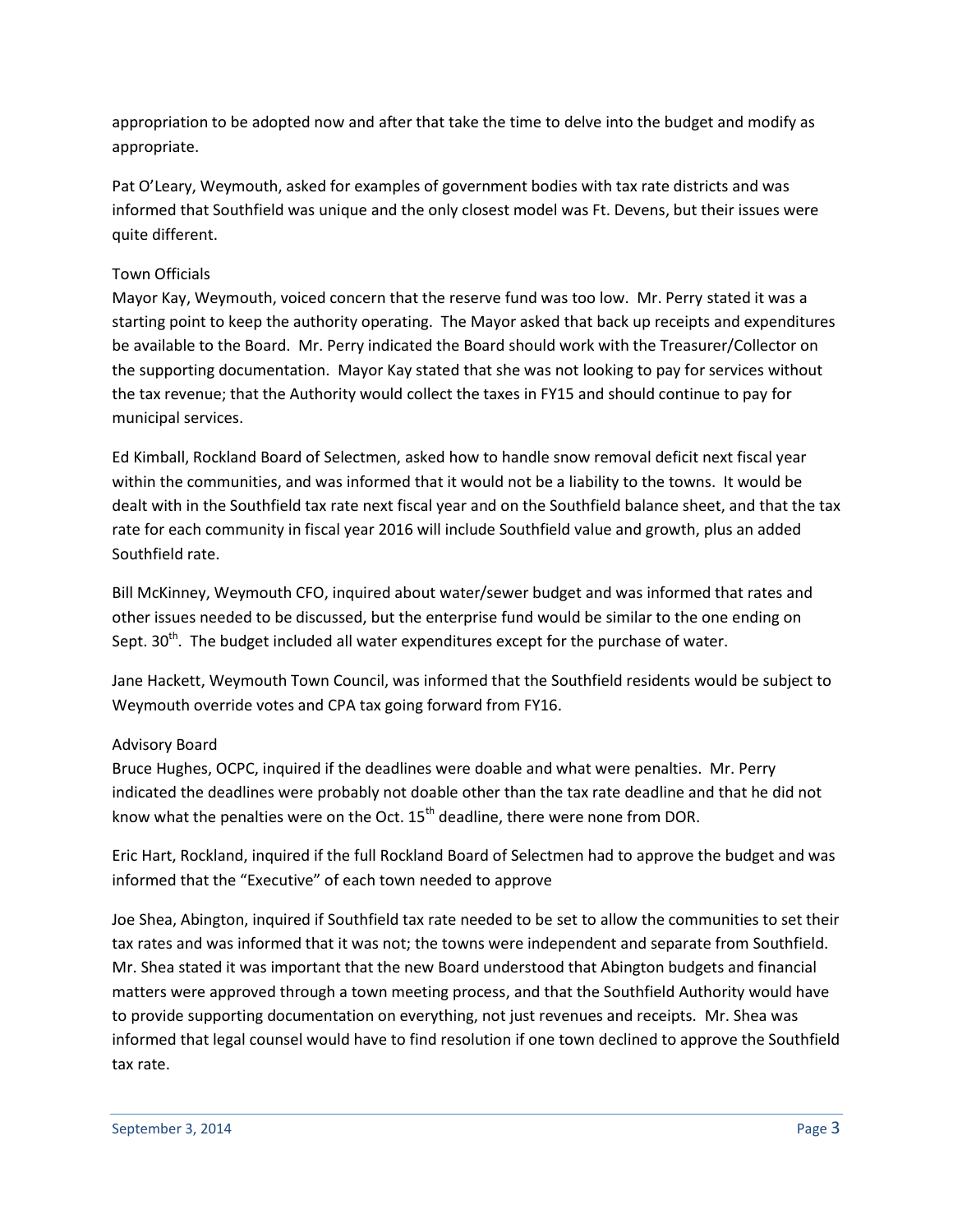appropriation to be adopted now and after that take the time to delve into the budget and modify as appropriate.

Pat O'Leary, Weymouth, asked for examples of government bodies with tax rate districts and was informed that Southfield was unique and the only closest model was Ft. Devens, but their issues were quite different.

Town Officials

Mayor Kay, Weymouth, voiced concern that the reserve fund was too low. Mr. Perry stated it was a starting point to keep the authority operating. The Mayor asked that back up receipts and expenditures be available to the Board. Mr. Perry indicated the Board should work with the Treasurer/Collector on the supporting documentation. Mayor Kay stated that she was not looking to pay for services without the tax revenue; that the Authority would collect the taxes in FY15 and should continue to pay for municipal services.

Ed Kimball, Rockland Board of Selectmen, asked how to handle snow removal deficit next fiscal year within the communities, and was informed that it would not be a liability to the towns. It would be dealt with in the Southfield tax rate next fiscal year and on the Southfield balance sheet, and that the tax rate for each community in fiscal year 2016 will include Southfield value and growth, plus an added Southfield rate.

Bill McKinney, Weymouth CFO, inquired about water/sewer budget and was informed that rates and other issues needed to be discussed, but the enterprise fund would be similar to the one ending on Sept. 30th. The budget included all water expenditures except for the purchase of water.

Jane Hackett, Weymouth Town Council, was informed that the Southfield residents would be subject to Weymouth override votes and CPA tax going forward from FY16.

Advisory Board

Bruce Hughes, OCPC, inquired if the deadlines were doable and what were penalties. Mr. Perry indicated the deadlines were probably not doable other than the tax rate deadline and that he did not know what the penalties were on the Oct. 15th deadline, there were none from DOR.

Eric Hart, Rockland, inquired if the full Rockland Board of Selectmen had to approve the budget and was informed that the "Executive" of each town needed to approve

Joe Shea, Abington, inquired if Southfield tax rate needed to be set to allow the communities to set their tax rates and was informed that it was not; the towns were independent and separate from Southfield. Mr. Shea stated it was important that the new Board understood that Abington budgets and financial matters were approved through a town meeting process, and that the Southfield Authority would have to provide supporting documentation on everything, not just revenues and receipts. Mr. Shea was informed that legal counsel would have to find resolution if one town declined to approve the Southfield tax rate.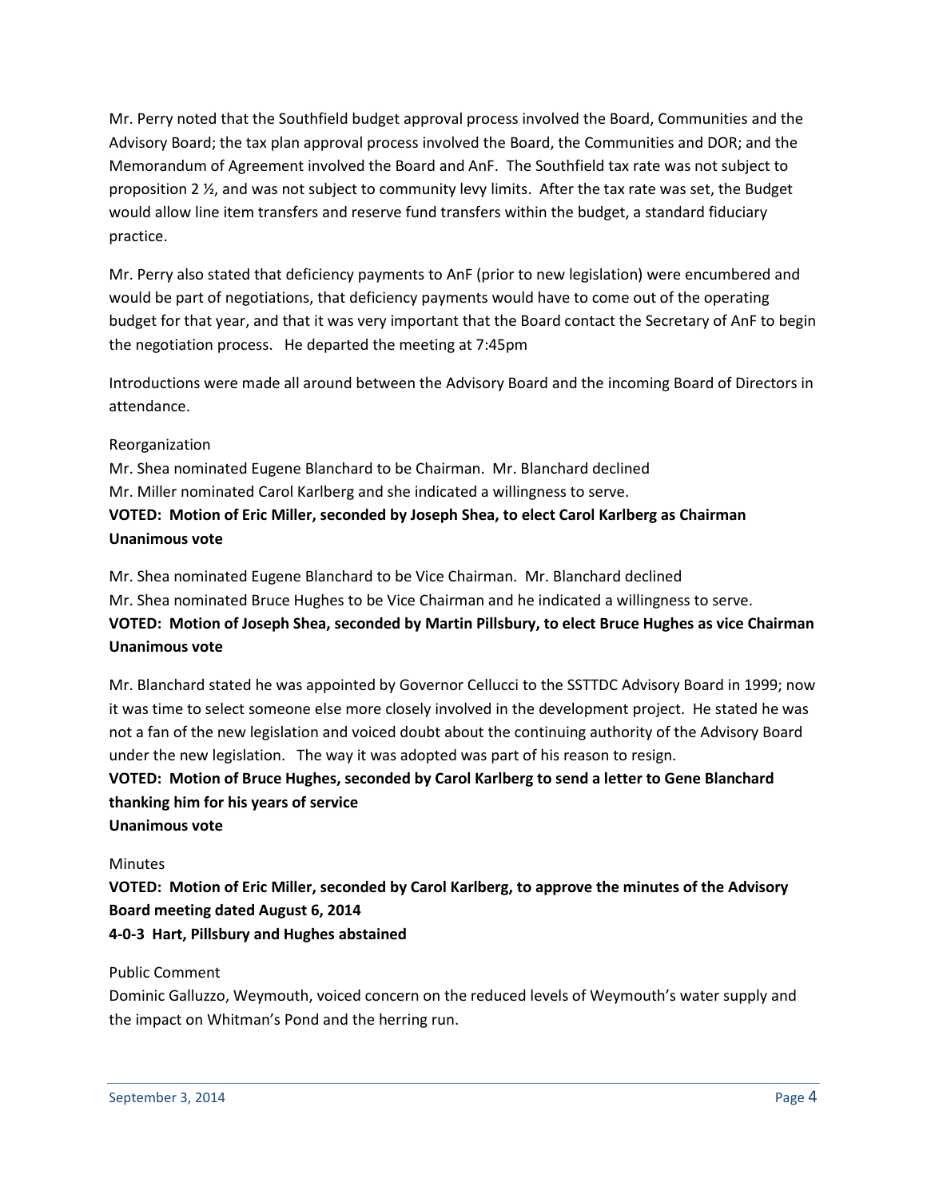Mr. Perry noted that the Southfield budget approval process involved the Board, Communities and the Advisory Board; the tax plan approval process involved the Board, the Communities and DOR; and the Memorandum of Agreement involved the Board and AnF. The Southfield tax rate was not subject to proposition 2 ½, and was not subject to community levy limits. After the tax rate was set, the Budget would allow line item transfers and reserve fund transfers within the budget, a standard fiduciary practice.

Mr. Perry also stated that deficiency payments to AnF (prior to new legislation) were encumbered and would be part of negotiations, that deficiency payments would have to come out of the operating budget for that year, and that it was very important that the Board contact the Secretary of AnF to begin the negotiation process. He departed the meeting at 7:45pm

Introductions were made all around between the Advisory Board and the incoming Board of Directors in attendance.

Reorganization

Mr. Shea nominated Eugene Blanchard to be Chairman. Mr. Blanchard declined

Mr. Miller nominated Carol Karlberg and she indicated a willingness to serve.

**VOTED: Motion of Eric Miller, seconded by Joseph Shea, to elect Carol Karlberg as Chairman**
**Unanimous vote**

Mr. Shea nominated Eugene Blanchard to be Vice Chairman. Mr. Blanchard declined

Mr. Shea nominated Bruce Hughes to be Vice Chairman and he indicated a willingness to serve.

**VOTED: Motion of Joseph Shea, seconded by Martin Pillsbury, to elect Bruce Hughes as vice Chairman**
**Unanimous vote**

Mr. Blanchard stated he was appointed by Governor Cellucci to the SSTTDC Advisory Board in 1999; now it was time to select someone else more closely involved in the development project. He stated he was not a fan of the new legislation and voiced doubt about the continuing authority of the Advisory Board under the new legislation. The way it was adopted was part of his reason to resign.

**VOTED: Motion of Bruce Hughes, seconded by Carol Karlberg to send a letter to Gene Blanchard thanking him for his years of service**
**Unanimous vote**

Minutes

**VOTED: Motion of Eric Miller, seconded by Carol Karlberg, to approve the minutes of the Advisory Board meeting dated August 6, 2014**
**4-0-3 Hart, Pillsbury and Hughes abstained**

Public Comment

Dominic Galluzzo, Weymouth, voiced concern on the reduced levels of Weymouth's water supply and the impact on Whitman's Pond and the herring run.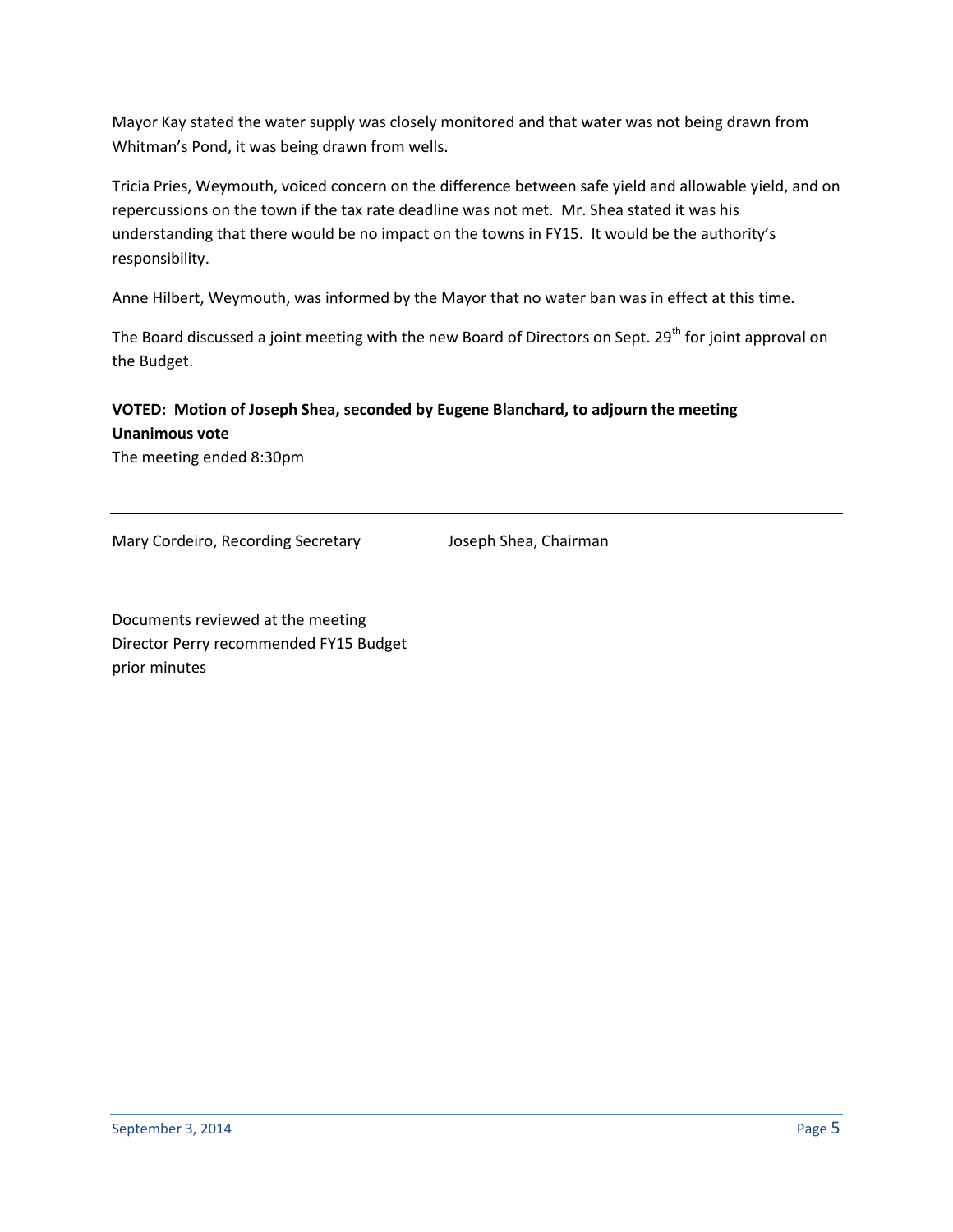Mayor Kay stated the water supply was closely monitored and that water was not being drawn from Whitman's Pond, it was being drawn from wells.

Tricia Pries, Weymouth, voiced concern on the difference between safe yield and allowable yield, and on repercussions on the town if the tax rate deadline was not met. Mr. Shea stated it was his understanding that there would be no impact on the towns in FY15. It would be the authority's responsibility.

Anne Hilbert, Weymouth, was informed by the Mayor that no water ban was in effect at this time.

The Board discussed a joint meeting with the new Board of Directors on Sept. 29th for joint approval on the Budget.

**VOTED: Motion of Joseph Shea, seconded by Eugene Blanchard, to adjourn the meeting**
**Unanimous vote**
The meeting ended 8:30pm

---

Mary Cordeiro, Recording Secretary          Joseph Shea, Chairman

Documents reviewed at the meeting
Director Perry recommended FY15 Budget
prior minutes